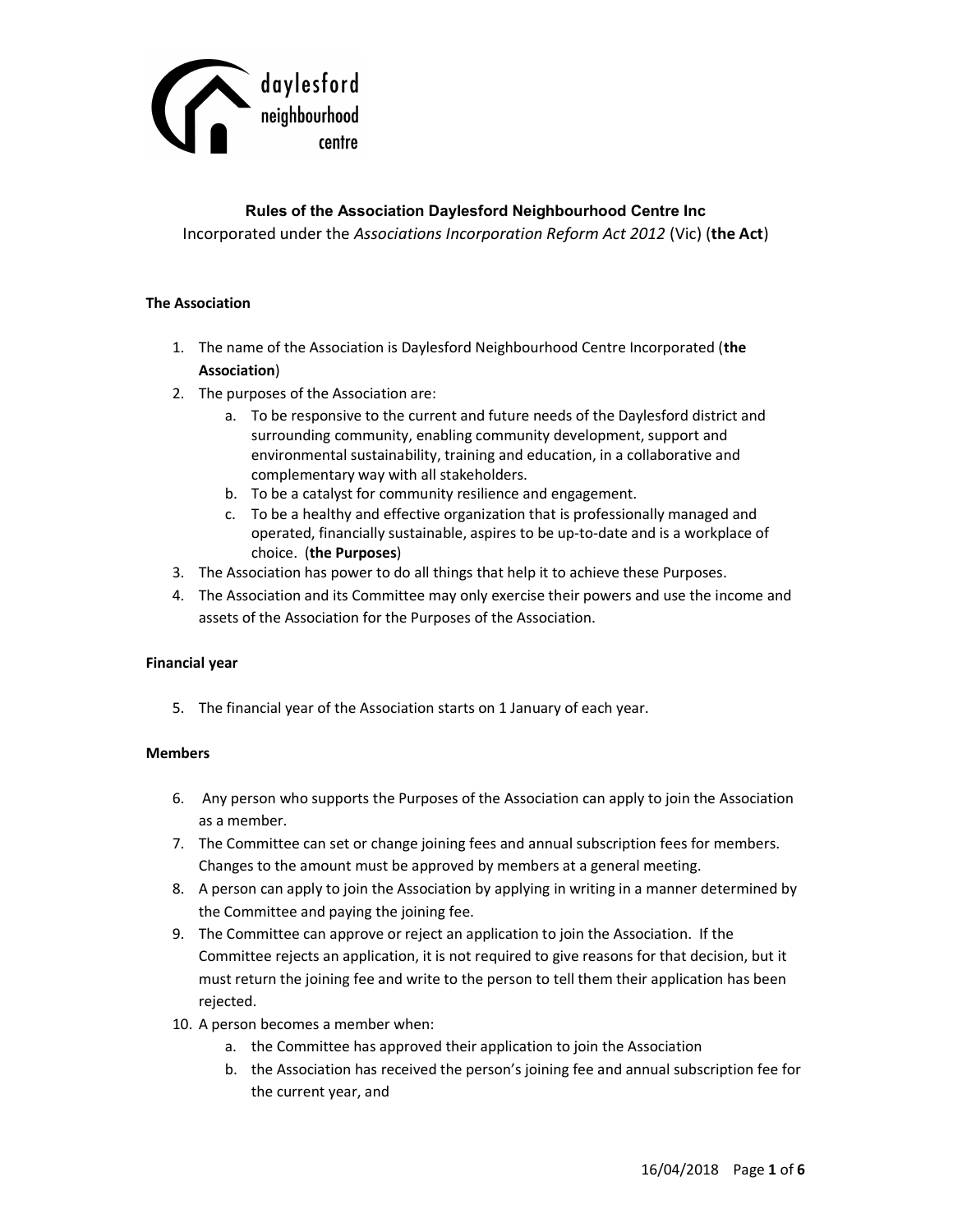daylesford neighbourhood centre

# Rules of the Association Daylesford Neighbourhood Centre Inc

Incorporated under the *Associations Incorporation Reform Act 2012* (Vic) (**the Act**)

### The Association

1. The name of the Association is Daylesford Neighbourhood Centre Incorporated (**the Association**)
2. The purposes of the Association are:
    a. To be responsive to the current and future needs of the Daylesford district and surrounding community, enabling community development, support and environmental sustainability, training and education, in a collaborative and complementary way with all stakeholders.
    b. To be a catalyst for community resilience and engagement.
    c. To be a healthy and effective organization that is professionally managed and operated, financially sustainable, aspires to be up-to-date and is a workplace of choice. (**the Purposes**)
3. The Association has power to do all things that help it to achieve these Purposes.
4. The Association and its Committee may only exercise their powers and use the income and assets of the Association for the Purposes of the Association.

### Financial year

5. The financial year of the Association starts on 1 January of each year.

### Members

6. Any person who supports the Purposes of the Association can apply to join the Association as a member.
7. The Committee can set or change joining fees and annual subscription fees for members. Changes to the amount must be approved by members at a general meeting.
8. A person can apply to join the Association by applying in writing in a manner determined by the Committee and paying the joining fee.
9. The Committee can approve or reject an application to join the Association. If the Committee rejects an application, it is not required to give reasons for that decision, but it must return the joining fee and write to the person to tell them their application has been rejected.
10. A person becomes a member when:
    a. the Committee has approved their application to join the Association
    b. the Association has received the person's joining fee and annual subscription fee for the current year, and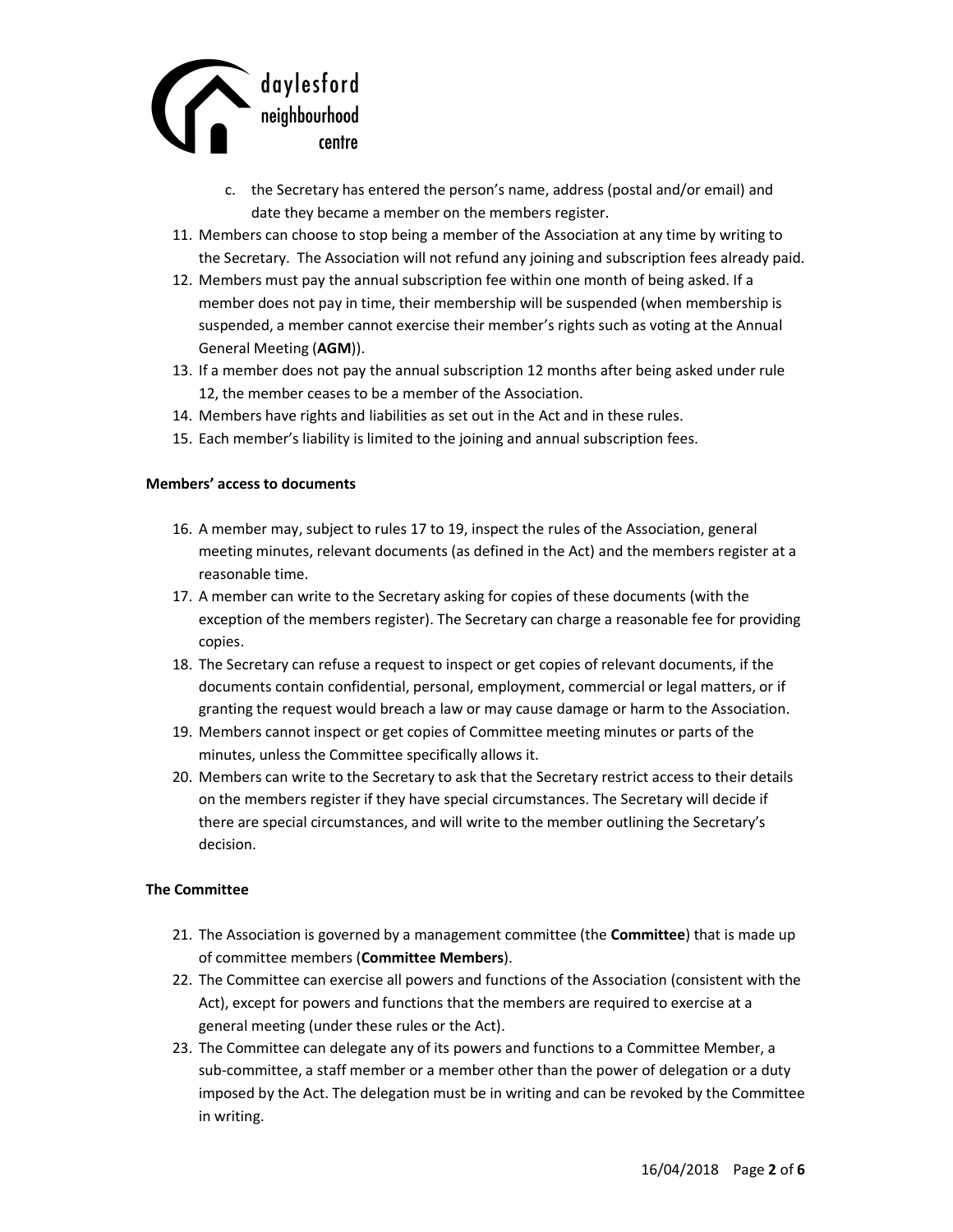c. the Secretary has entered the person's name, address (postal and/or email) and date they became a member on the members register.

11. Members can choose to stop being a member of the Association at any time by writing to the Secretary. The Association will not refund any joining and subscription fees already paid.
12. Members must pay the annual subscription fee within one month of being asked. If a member does not pay in time, their membership will be suspended (when membership is suspended, a member cannot exercise their member's rights such as voting at the Annual General Meeting (**AGM**)).
13. If a member does not pay the annual subscription 12 months after being asked under rule 12, the member ceases to be a member of the Association.
14. Members have rights and liabilities as set out in the Act and in these rules.
15. Each member's liability is limited to the joining and annual subscription fees.

**Members' access to documents**

16. A member may, subject to rules 17 to 19, inspect the rules of the Association, general meeting minutes, relevant documents (as defined in the Act) and the members register at a reasonable time.
17. A member can write to the Secretary asking for copies of these documents (with the exception of the members register). The Secretary can charge a reasonable fee for providing copies.
18. The Secretary can refuse a request to inspect or get copies of relevant documents, if the documents contain confidential, personal, employment, commercial or legal matters, or if granting the request would breach a law or may cause damage or harm to the Association.
19. Members cannot inspect or get copies of Committee meeting minutes or parts of the minutes, unless the Committee specifically allows it.
20. Members can write to the Secretary to ask that the Secretary restrict access to their details on the members register if they have special circumstances. The Secretary will decide if there are special circumstances, and will write to the member outlining the Secretary's decision.

**The Committee**

21. The Association is governed by a management committee (the **Committee**) that is made up of committee members (**Committee Members**).
22. The Committee can exercise all powers and functions of the Association (consistent with the Act), except for powers and functions that the members are required to exercise at a general meeting (under these rules or the Act).
23. The Committee can delegate any of its powers and functions to a Committee Member, a sub-committee, a staff member or a member other than the power of delegation or a duty imposed by the Act. The delegation must be in writing and can be revoked by the Committee in writing.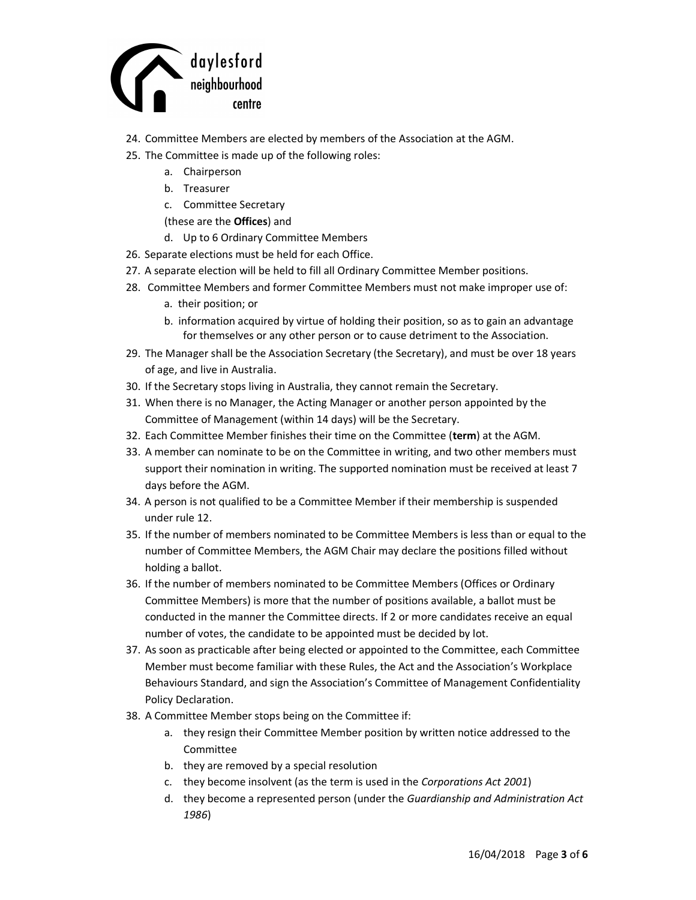24. Committee Members are elected by members of the Association at the AGM.
25. The Committee is made up of the following roles:
    a. Chairperson
    b. Treasurer
    c. Committee Secretary

    (these are the **Offices**) and

    d. Up to 6 Ordinary Committee Members
26. Separate elections must be held for each Office.
27. A separate election will be held to fill all Ordinary Committee Member positions.
28. Committee Members and former Committee Members must not make improper use of:
    a. their position; or
    b. information acquired by virtue of holding their position, so as to gain an advantage for themselves or any other person or to cause detriment to the Association.
29. The Manager shall be the Association Secretary (the Secretary), and must be over 18 years of age, and live in Australia.
30. If the Secretary stops living in Australia, they cannot remain the Secretary.
31. When there is no Manager, the Acting Manager or another person appointed by the Committee of Management (within 14 days) will be the Secretary.
32. Each Committee Member finishes their time on the Committee (**term**) at the AGM.
33. A member can nominate to be on the Committee in writing, and two other members must support their nomination in writing. The supported nomination must be received at least 7 days before the AGM.
34. A person is not qualified to be a Committee Member if their membership is suspended under rule 12.
35. If the number of members nominated to be Committee Members is less than or equal to the number of Committee Members, the AGM Chair may declare the positions filled without holding a ballot.
36. If the number of members nominated to be Committee Members (Offices or Ordinary Committee Members) is more that the number of positions available, a ballot must be conducted in the manner the Committee directs. If 2 or more candidates receive an equal number of votes, the candidate to be appointed must be decided by lot.
37. As soon as practicable after being elected or appointed to the Committee, each Committee Member must become familiar with these Rules, the Act and the Association's Workplace Behaviours Standard, and sign the Association's Committee of Management Confidentiality Policy Declaration.
38. A Committee Member stops being on the Committee if:
    a. they resign their Committee Member position by written notice addressed to the Committee
    b. they are removed by a special resolution
    c. they become insolvent (as the term is used in the *Corporations Act 2001*)
    d. they become a represented person (under the *Guardianship and Administration Act 1986*)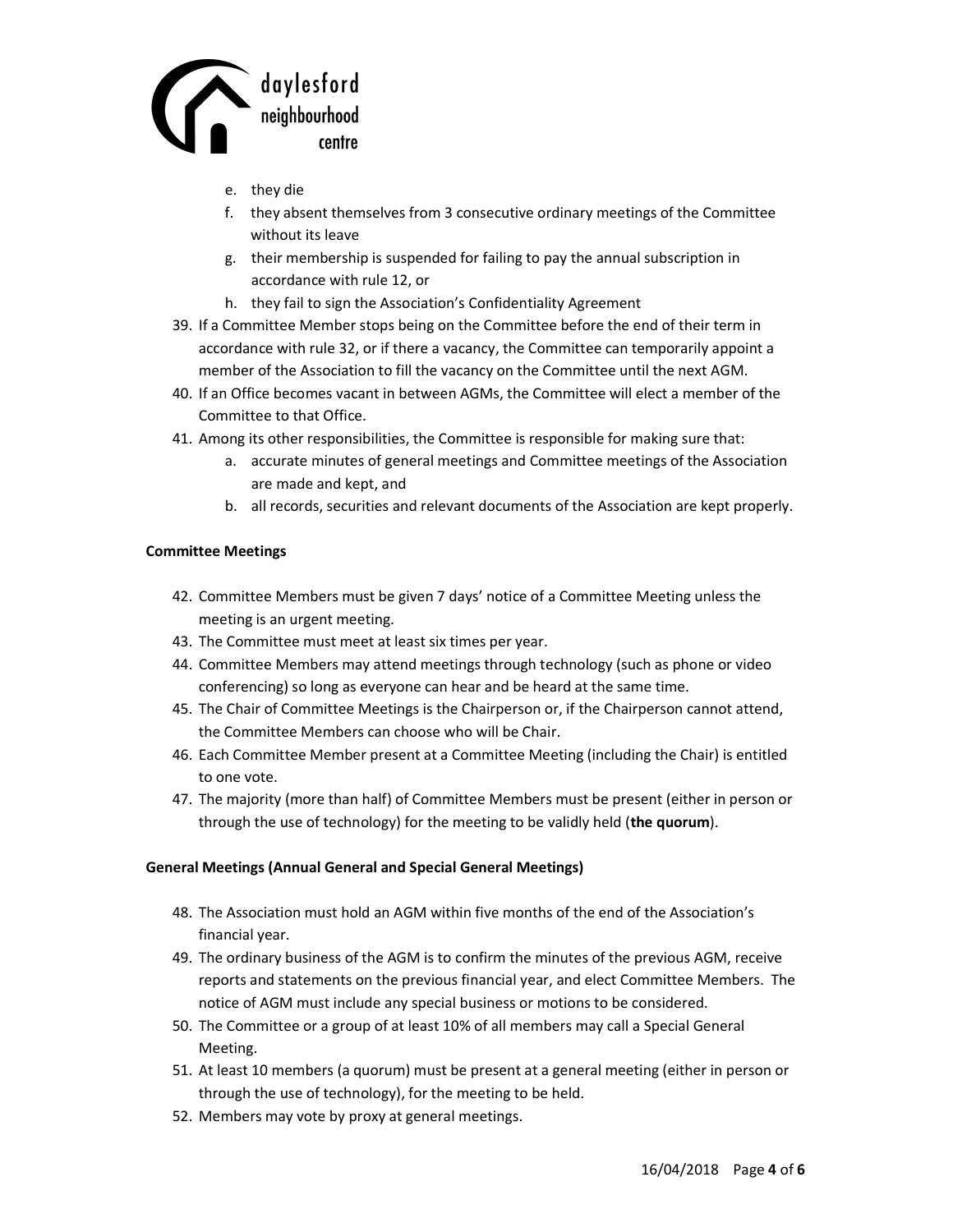e. they die
f. they absent themselves from 3 consecutive ordinary meetings of the Committee without its leave
g. their membership is suspended for failing to pay the annual subscription in accordance with rule 12, or
h. they fail to sign the Association's Confidentiality Agreement

39. If a Committee Member stops being on the Committee before the end of their term in accordance with rule 32, or if there a vacancy, the Committee can temporarily appoint a member of the Association to fill the vacancy on the Committee until the next AGM.
40. If an Office becomes vacant in between AGMs, the Committee will elect a member of the Committee to that Office.
41. Among its other responsibilities, the Committee is responsible for making sure that:
    a. accurate minutes of general meetings and Committee meetings of the Association are made and kept, and
    b. all records, securities and relevant documents of the Association are kept properly.

**Committee Meetings**

42. Committee Members must be given 7 days' notice of a Committee Meeting unless the meeting is an urgent meeting.
43. The Committee must meet at least six times per year.
44. Committee Members may attend meetings through technology (such as phone or video conferencing) so long as everyone can hear and be heard at the same time.
45. The Chair of Committee Meetings is the Chairperson or, if the Chairperson cannot attend, the Committee Members can choose who will be Chair.
46. Each Committee Member present at a Committee Meeting (including the Chair) is entitled to one vote.
47. The majority (more than half) of Committee Members must be present (either in person or through the use of technology) for the meeting to be validly held (**the quorum**).

**General Meetings (Annual General and Special General Meetings)**

48. The Association must hold an AGM within five months of the end of the Association's financial year.
49. The ordinary business of the AGM is to confirm the minutes of the previous AGM, receive reports and statements on the previous financial year, and elect Committee Members. The notice of AGM must include any special business or motions to be considered.
50. The Committee or a group of at least 10% of all members may call a Special General Meeting.
51. At least 10 members (a quorum) must be present at a general meeting (either in person or through the use of technology), for the meeting to be held.
52. Members may vote by proxy at general meetings.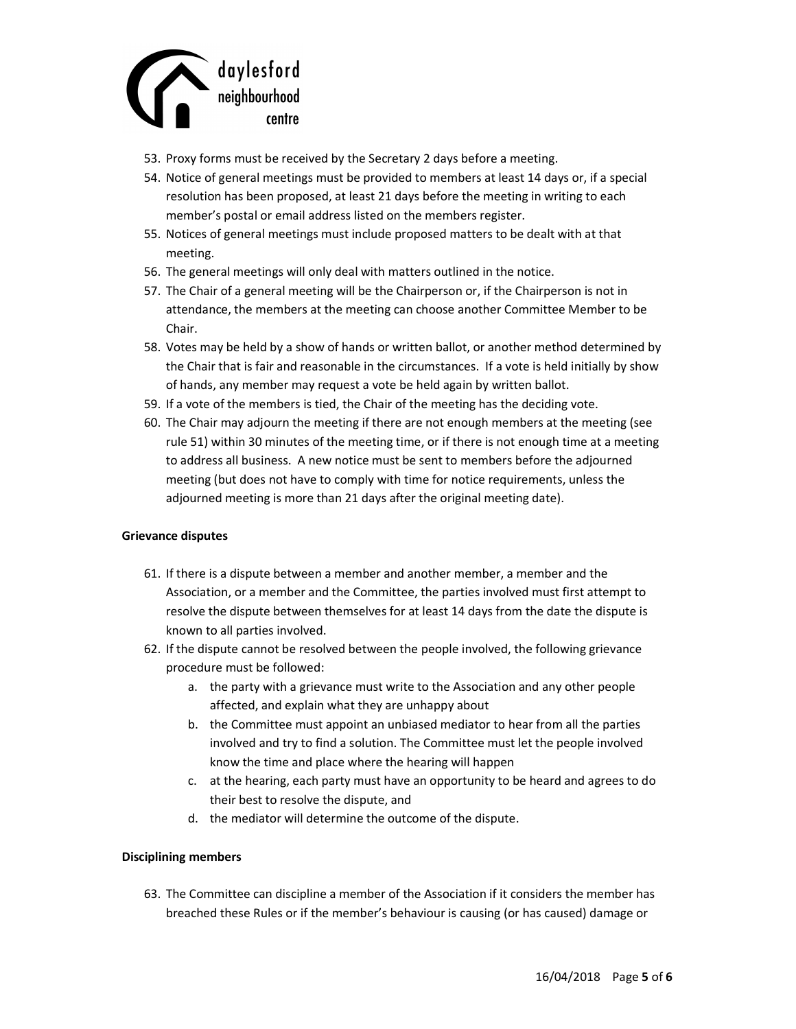53. Proxy forms must be received by the Secretary 2 days before a meeting.
54. Notice of general meetings must be provided to members at least 14 days or, if a special resolution has been proposed, at least 21 days before the meeting in writing to each member's postal or email address listed on the members register.
55. Notices of general meetings must include proposed matters to be dealt with at that meeting.
56. The general meetings will only deal with matters outlined in the notice.
57. The Chair of a general meeting will be the Chairperson or, if the Chairperson is not in attendance, the members at the meeting can choose another Committee Member to be Chair.
58. Votes may be held by a show of hands or written ballot, or another method determined by the Chair that is fair and reasonable in the circumstances. If a vote is held initially by show of hands, any member may request a vote be held again by written ballot.
59. If a vote of the members is tied, the Chair of the meeting has the deciding vote.
60. The Chair may adjourn the meeting if there are not enough members at the meeting (see rule 51) within 30 minutes of the meeting time, or if there is not enough time at a meeting to address all business. A new notice must be sent to members before the adjourned meeting (but does not have to comply with time for notice requirements, unless the adjourned meeting is more than 21 days after the original meeting date).

**Grievance disputes**

61. If there is a dispute between a member and another member, a member and the Association, or a member and the Committee, the parties involved must first attempt to resolve the dispute between themselves for at least 14 days from the date the dispute is known to all parties involved.
62. If the dispute cannot be resolved between the people involved, the following grievance procedure must be followed:
    a. the party with a grievance must write to the Association and any other people affected, and explain what they are unhappy about
    b. the Committee must appoint an unbiased mediator to hear from all the parties involved and try to find a solution. The Committee must let the people involved know the time and place where the hearing will happen
    c. at the hearing, each party must have an opportunity to be heard and agrees to do their best to resolve the dispute, and
    d. the mediator will determine the outcome of the dispute.

**Disciplining members**

63. The Committee can discipline a member of the Association if it considers the member has breached these Rules or if the member's behaviour is causing (or has caused) damage or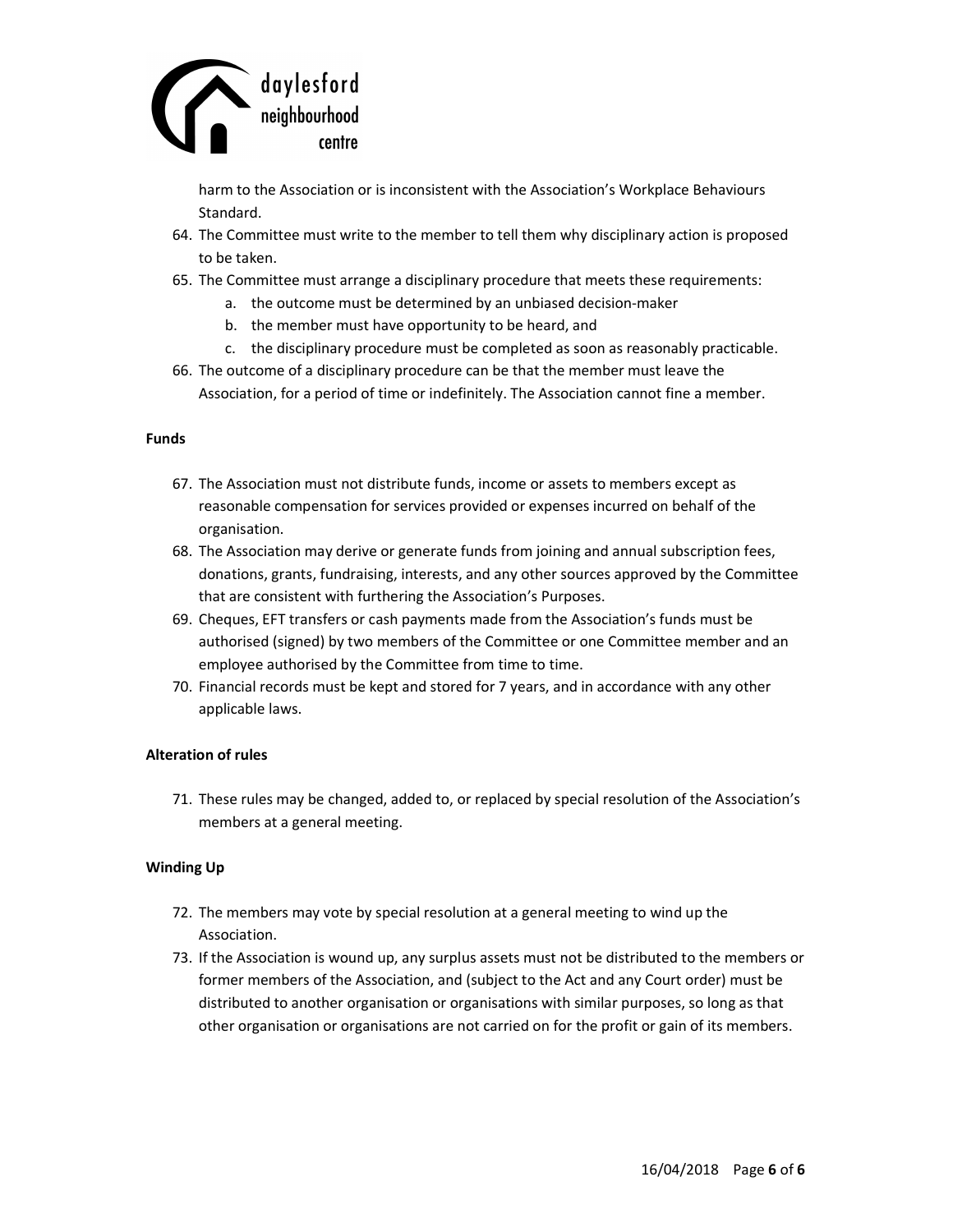harm to the Association or is inconsistent with the Association's Workplace Behaviours Standard.

64. The Committee must write to the member to tell them why disciplinary action is proposed to be taken.
65. The Committee must arrange a disciplinary procedure that meets these requirements:
    a. the outcome must be determined by an unbiased decision-maker
    b. the member must have opportunity to be heard, and
    c. the disciplinary procedure must be completed as soon as reasonably practicable.
66. The outcome of a disciplinary procedure can be that the member must leave the Association, for a period of time or indefinitely. The Association cannot fine a member.

**Funds**

67. The Association must not distribute funds, income or assets to members except as reasonable compensation for services provided or expenses incurred on behalf of the organisation.
68. The Association may derive or generate funds from joining and annual subscription fees, donations, grants, fundraising, interests, and any other sources approved by the Committee that are consistent with furthering the Association's Purposes.
69. Cheques, EFT transfers or cash payments made from the Association's funds must be authorised (signed) by two members of the Committee or one Committee member and an employee authorised by the Committee from time to time.
70. Financial records must be kept and stored for 7 years, and in accordance with any other applicable laws.

**Alteration of rules**

71. These rules may be changed, added to, or replaced by special resolution of the Association's members at a general meeting.

**Winding Up**

72. The members may vote by special resolution at a general meeting to wind up the Association.
73. If the Association is wound up, any surplus assets must not be distributed to the members or former members of the Association, and (subject to the Act and any Court order) must be distributed to another organisation or organisations with similar purposes, so long as that other organisation or organisations are not carried on for the profit or gain of its members.